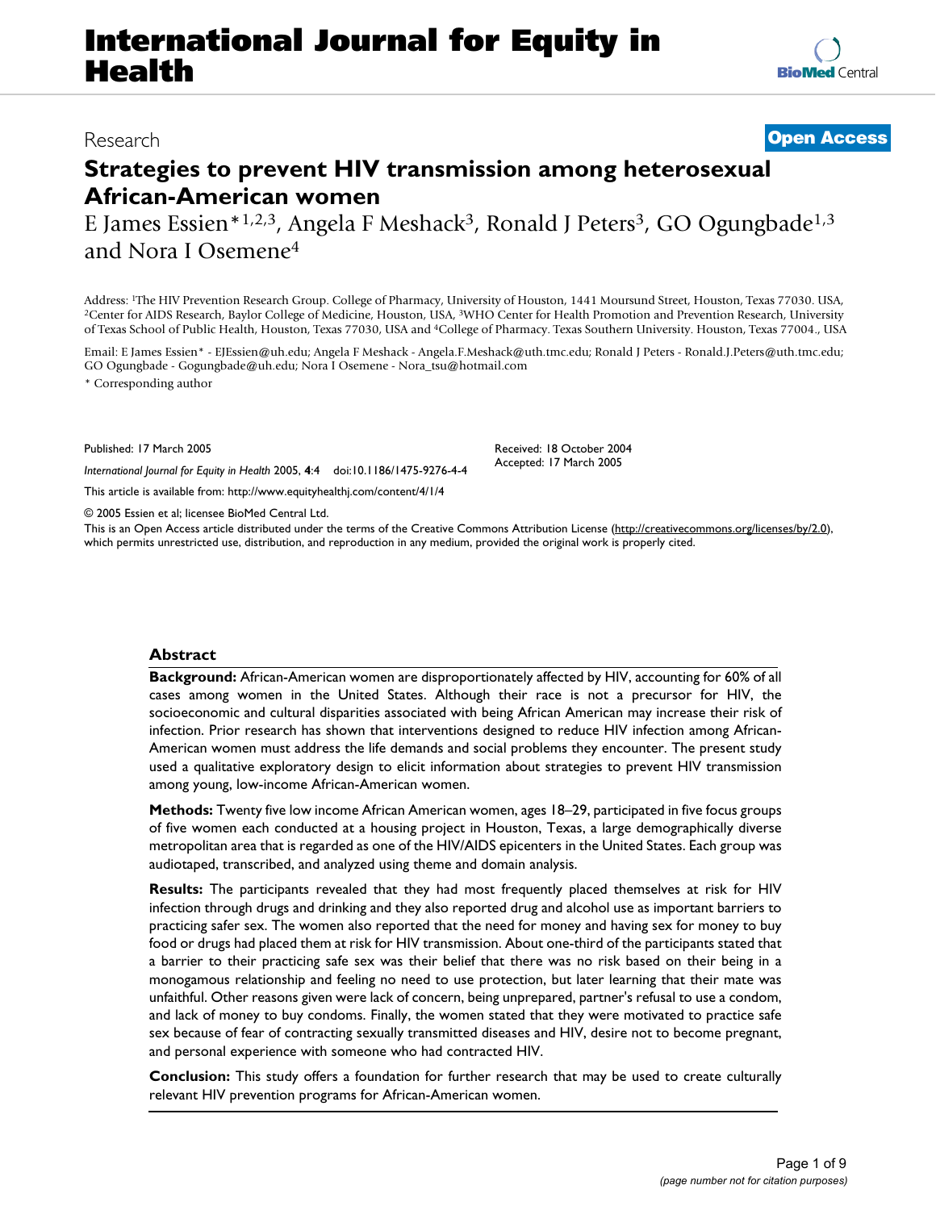# International Journal for Equity in Health

Research

**Open Access**

# Strategies to prevent HIV transmission among heterosexual African-American women

E James Essien*[1,2,3], Angela F Meshack[3], Ronald J Peters[3], GO Ogungbade[1,3] and Nora I Osemene[4]

Address: [1]The HIV Prevention Research Group. College of Pharmacy, University of Houston, 1441 Moursund Street, Houston, Texas 77030. USA, [2]Center for AIDS Research, Baylor College of Medicine, Houston, USA, [3]WHO Center for Health Promotion and Prevention Research, University of Texas School of Public Health, Houston, Texas 77030, USA and [4]College of Pharmacy. Texas Southern University. Houston, Texas 77004., USA

Email: E James Essien* - EJEssien@uh.edu; Angela F Meshack - Angela.F.Meshack@uth.tmc.edu; Ronald J Peters - Ronald.J.Peters@uth.tmc.edu; GO Ogungbade - Gogungbade@uh.edu; Nora I Osemene - Nora_tsu@hotmail.com

* Corresponding author

Published: 17 March 2005

*International Journal for Equity in Health* 2005, **4**:4 doi:10.1186/1475-9276-4-4

Received: 18 October 2004
Accepted: 17 March 2005

This article is available from: http://www.equityhealthj.com/content/4/1/4

© 2005 Essien et al; licensee BioMed Central Ltd.

This is an Open Access article distributed under the terms of the Creative Commons Attribution License (http://creativecommons.org/licenses/by/2.0), which permits unrestricted use, distribution, and reproduction in any medium, provided the original work is properly cited.

## Abstract

**Background:** African-American women are disproportionately affected by HIV, accounting for 60% of all cases among women in the United States. Although their race is not a precursor for HIV, the socioeconomic and cultural disparities associated with being African American may increase their risk of infection. Prior research has shown that interventions designed to reduce HIV infection among African-American women must address the life demands and social problems they encounter. The present study used a qualitative exploratory design to elicit information about strategies to prevent HIV transmission among young, low-income African-American women.

**Methods:** Twenty five low income African American women, ages 18–29, participated in five focus groups of five women each conducted at a housing project in Houston, Texas, a large demographically diverse metropolitan area that is regarded as one of the HIV/AIDS epicenters in the United States. Each group was audiotaped, transcribed, and analyzed using theme and domain analysis.

**Results:** The participants revealed that they had most frequently placed themselves at risk for HIV infection through drugs and drinking and they also reported drug and alcohol use as important barriers to practicing safer sex. The women also reported that the need for money and having sex for money to buy food or drugs had placed them at risk for HIV transmission. About one-third of the participants stated that a barrier to their practicing safe sex was their belief that there was no risk based on their being in a monogamous relationship and feeling no need to use protection, but later learning that their mate was unfaithful. Other reasons given were lack of concern, being unprepared, partner's refusal to use a condom, and lack of money to buy condoms. Finally, the women stated that they were motivated to practice safe sex because of fear of contracting sexually transmitted diseases and HIV, desire not to become pregnant, and personal experience with someone who had contracted HIV.

**Conclusion:** This study offers a foundation for further research that may be used to create culturally relevant HIV prevention programs for African-American women.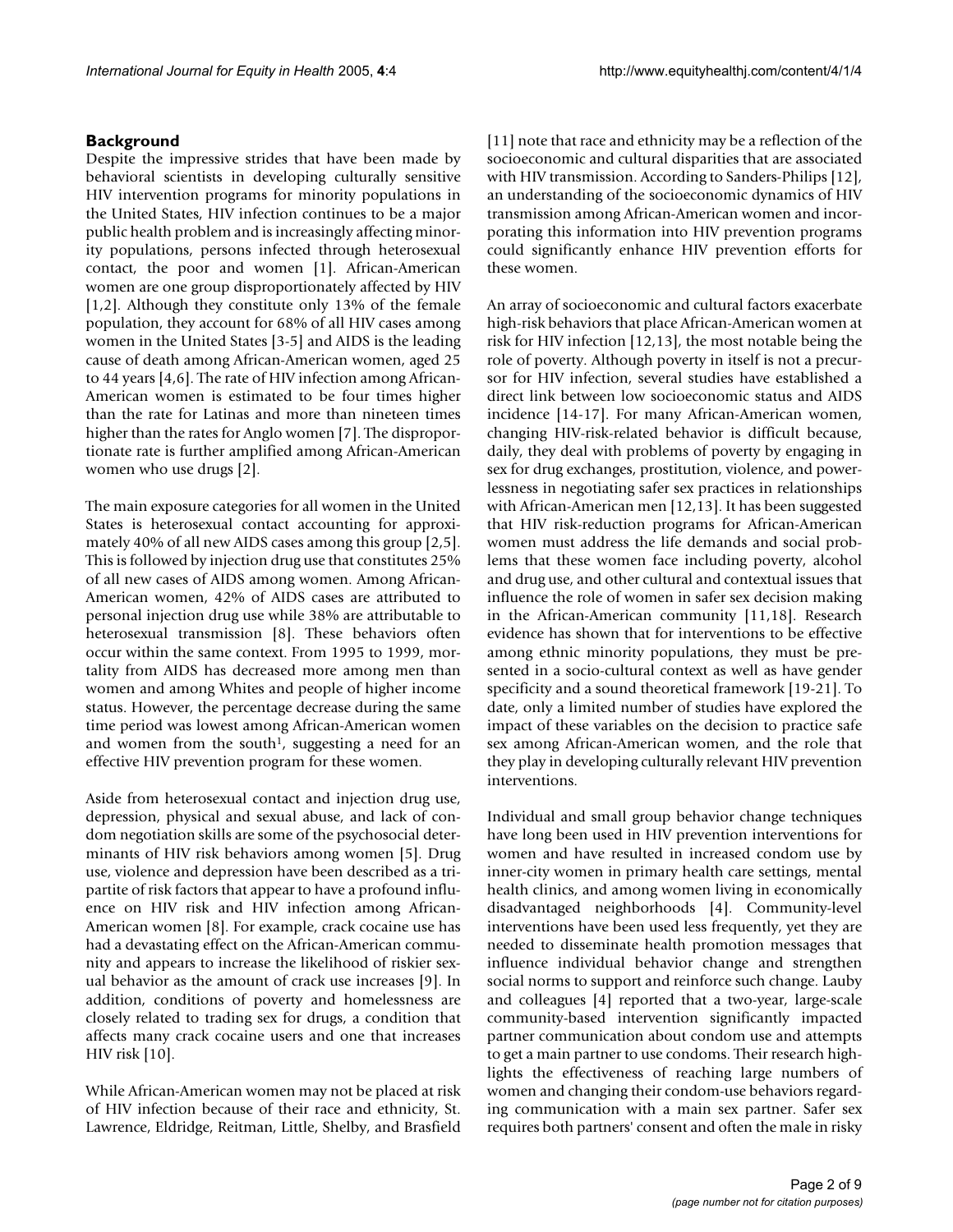## Background

Despite the impressive strides that have been made by behavioral scientists in developing culturally sensitive HIV intervention programs for minority populations in the United States, HIV infection continues to be a major public health problem and is increasingly affecting minority populations, persons infected through heterosexual contact, the poor and women [1]. African-American women are one group disproportionately affected by HIV [1,2]. Although they constitute only 13% of the female population, they account for 68% of all HIV cases among women in the United States [3-5] and AIDS is the leading cause of death among African-American women, aged 25 to 44 years [4,6]. The rate of HIV infection among African-American women is estimated to be four times higher than the rate for Latinas and more than nineteen times higher than the rates for Anglo women [7]. The disproportionate rate is further amplified among African-American women who use drugs [2].

The main exposure categories for all women in the United States is heterosexual contact accounting for approximately 40% of all new AIDS cases among this group [2,5]. This is followed by injection drug use that constitutes 25% of all new cases of AIDS among women. Among African-American women, 42% of AIDS cases are attributed to personal injection drug use while 38% are attributable to heterosexual transmission [8]. These behaviors often occur within the same context. From 1995 to 1999, mortality from AIDS has decreased more among men than women and among Whites and people of higher income status. However, the percentage decrease during the same time period was lowest among African-American women and women from the south[1], suggesting a need for an effective HIV prevention program for these women.

Aside from heterosexual contact and injection drug use, depression, physical and sexual abuse, and lack of condom negotiation skills are some of the psychosocial determinants of HIV risk behaviors among women [5]. Drug use, violence and depression have been described as a tripartite of risk factors that appear to have a profound influence on HIV risk and HIV infection among African-American women [8]. For example, crack cocaine use has had a devastating effect on the African-American community and appears to increase the likelihood of riskier sexual behavior as the amount of crack use increases [9]. In addition, conditions of poverty and homelessness are closely related to trading sex for drugs, a condition that affects many crack cocaine users and one that increases HIV risk [10].

While African-American women may not be placed at risk of HIV infection because of their race and ethnicity, St. Lawrence, Eldridge, Reitman, Little, Shelby, and Brasfield [11] note that race and ethnicity may be a reflection of the socioeconomic and cultural disparities that are associated with HIV transmission. According to Sanders-Philips [12], an understanding of the socioeconomic dynamics of HIV transmission among African-American women and incorporating this information into HIV prevention programs could significantly enhance HIV prevention efforts for these women.

An array of socioeconomic and cultural factors exacerbate high-risk behaviors that place African-American women at risk for HIV infection [12,13], the most notable being the role of poverty. Although poverty in itself is not a precursor for HIV infection, several studies have established a direct link between low socioeconomic status and AIDS incidence [14-17]. For many African-American women, changing HIV-risk-related behavior is difficult because, daily, they deal with problems of poverty by engaging in sex for drug exchanges, prostitution, violence, and powerlessness in negotiating safer sex practices in relationships with African-American men [12,13]. It has been suggested that HIV risk-reduction programs for African-American women must address the life demands and social problems that these women face including poverty, alcohol and drug use, and other cultural and contextual issues that influence the role of women in safer sex decision making in the African-American community [11,18]. Research evidence has shown that for interventions to be effective among ethnic minority populations, they must be presented in a socio-cultural context as well as have gender specificity and a sound theoretical framework [19-21]. To date, only a limited number of studies have explored the impact of these variables on the decision to practice safe sex among African-American women, and the role that they play in developing culturally relevant HIV prevention interventions.

Individual and small group behavior change techniques have long been used in HIV prevention interventions for women and have resulted in increased condom use by inner-city women in primary health care settings, mental health clinics, and among women living in economically disadvantaged neighborhoods [4]. Community-level interventions have been used less frequently, yet they are needed to disseminate health promotion messages that influence individual behavior change and strengthen social norms to support and reinforce such change. Lauby and colleagues [4] reported that a two-year, large-scale community-based intervention significantly impacted partner communication about condom use and attempts to get a main partner to use condoms. Their research highlights the effectiveness of reaching large numbers of women and changing their condom-use behaviors regarding communication with a main sex partner. Safer sex requires both partners' consent and often the male in risky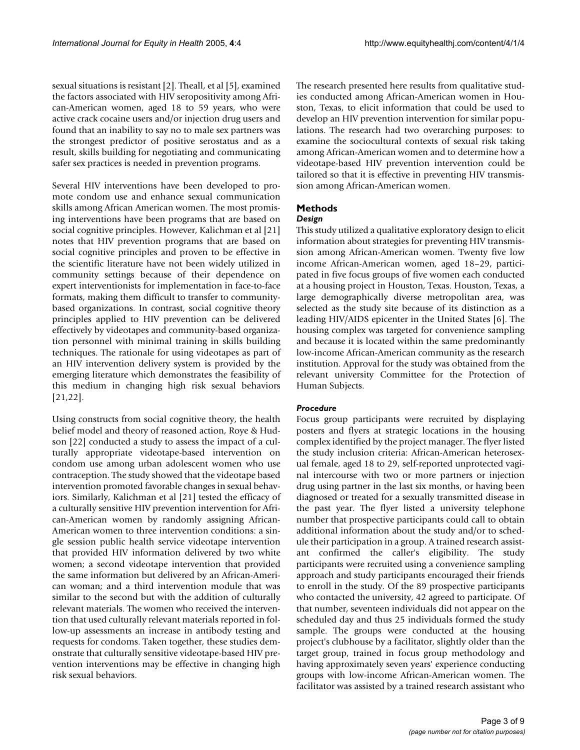sexual situations is resistant [2]. Theall, et al [5], examined the factors associated with HIV seropositivity among African-American women, aged 18 to 59 years, who were active crack cocaine users and/or injection drug users and found that an inability to say no to male sex partners was the strongest predictor of positive serostatus and as a result, skills building for negotiating and communicating safer sex practices is needed in prevention programs.

Several HIV interventions have been developed to promote condom use and enhance sexual communication skills among African American women. The most promising interventions have been programs that are based on social cognitive principles. However, Kalichman et al [21] notes that HIV prevention programs that are based on social cognitive principles and proven to be effective in the scientific literature have not been widely utilized in community settings because of their dependence on expert interventionists for implementation in face-to-face formats, making them difficult to transfer to community-based organizations. In contrast, social cognitive theory principles applied to HIV prevention can be delivered effectively by videotapes and community-based organization personnel with minimal training in skills building techniques. The rationale for using videotapes as part of an HIV intervention delivery system is provided by the emerging literature which demonstrates the feasibility of this medium in changing high risk sexual behaviors [21,22].

Using constructs from social cognitive theory, the health belief model and theory of reasoned action, Roye & Hudson [22] conducted a study to assess the impact of a culturally appropriate videotape-based intervention on condom use among urban adolescent women who use contraception. The study showed that the videotape based intervention promoted favorable changes in sexual behaviors. Similarly, Kalichman et al [21] tested the efficacy of a culturally sensitive HIV prevention intervention for African-American women by randomly assigning African-American women to three intervention conditions: a single session public health service videotape intervention that provided HIV information delivered by two white women; a second videotape intervention that provided the same information but delivered by an African-American woman; and a third intervention module that was similar to the second but with the addition of culturally relevant materials. The women who received the intervention that used culturally relevant materials reported in follow-up assessments an increase in antibody testing and requests for condoms. Taken together, these studies demonstrate that culturally sensitive videotape-based HIV prevention interventions may be effective in changing high risk sexual behaviors.

The research presented here results from qualitative studies conducted among African-American women in Houston, Texas, to elicit information that could be used to develop an HIV prevention intervention for similar populations. The research had two overarching purposes: to examine the sociocultural contexts of sexual risk taking among African-American women and to determine how a videotape-based HIV prevention intervention could be tailored so that it is effective in preventing HIV transmission among African-American women.

## Methods

### *Design*

This study utilized a qualitative exploratory design to elicit information about strategies for preventing HIV transmission among African-American women. Twenty five low income African-American women, aged 18–29, participated in five focus groups of five women each conducted at a housing project in Houston, Texas. Houston, Texas, a large demographically diverse metropolitan area, was selected as the study site because of its distinction as a leading HIV/AIDS epicenter in the United States [6]. The housing complex was targeted for convenience sampling and because it is located within the same predominantly low-income African-American community as the research institution. Approval for the study was obtained from the relevant university Committee for the Protection of Human Subjects.

### *Procedure*

Focus group participants were recruited by displaying posters and flyers at strategic locations in the housing complex identified by the project manager. The flyer listed the study inclusion criteria: African-American heterosexual female, aged 18 to 29, self-reported unprotected vaginal intercourse with two or more partners or injection drug using partner in the last six months, or having been diagnosed or treated for a sexually transmitted disease in the past year. The flyer listed a university telephone number that prospective participants could call to obtain additional information about the study and/or to schedule their participation in a group. A trained research assistant confirmed the caller's eligibility. The study participants were recruited using a convenience sampling approach and study participants encouraged their friends to enroll in the study. Of the 89 prospective participants who contacted the university, 42 agreed to participate. Of that number, seventeen individuals did not appear on the scheduled day and thus 25 individuals formed the study sample. The groups were conducted at the housing project's clubhouse by a facilitator, slightly older than the target group, trained in focus group methodology and having approximately seven years' experience conducting groups with low-income African-American women. The facilitator was assisted by a trained research assistant who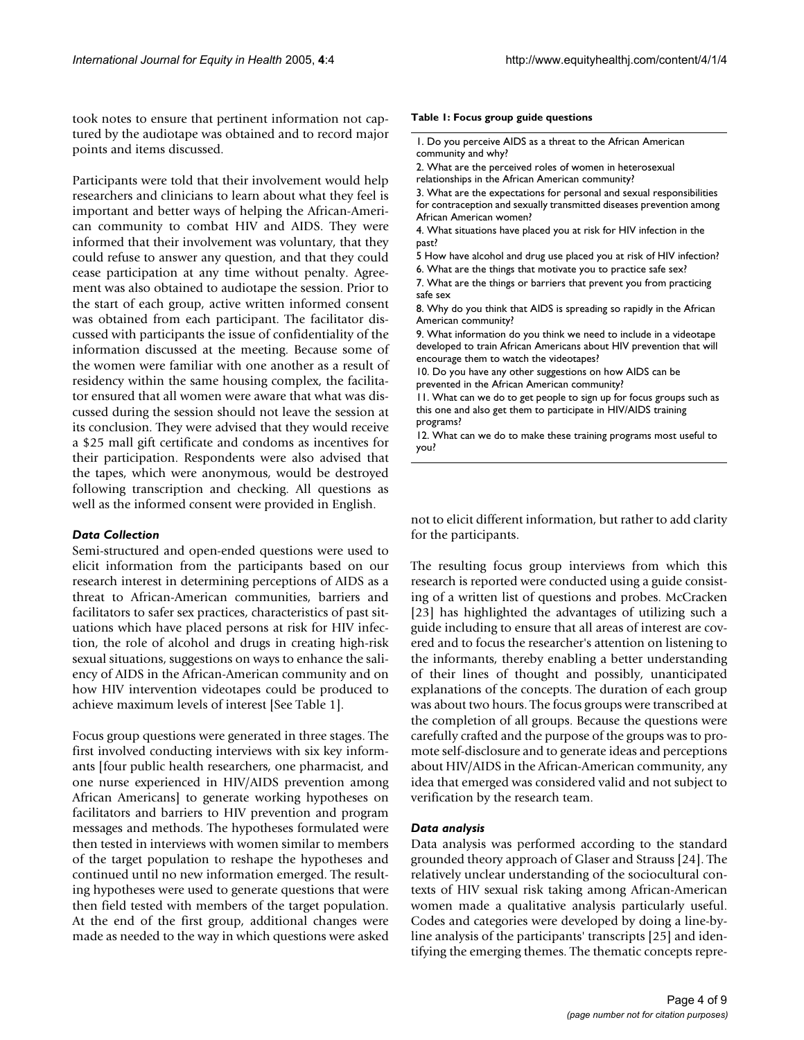took notes to ensure that pertinent information not captured by the audiotape was obtained and to record major points and items discussed.

Participants were told that their involvement would help researchers and clinicians to learn about what they feel is important and better ways of helping the African-American community to combat HIV and AIDS. They were informed that their involvement was voluntary, that they could refuse to answer any question, and that they could cease participation at any time without penalty. Agreement was also obtained to audiotape the session. Prior to the start of each group, active written informed consent was obtained from each participant. The facilitator discussed with participants the issue of confidentiality of the information discussed at the meeting. Because some of the women were familiar with one another as a result of residency within the same housing complex, the facilitator ensured that all women were aware that what was discussed during the session should not leave the session at its conclusion. They were advised that they would receive a $25 mall gift certificate and condoms as incentives for their participation. Respondents were also advised that the tapes, which were anonymous, would be destroyed following transcription and checking. All questions as well as the informed consent were provided in English.

### *Data Collection*

Semi-structured and open-ended questions were used to elicit information from the participants based on our research interest in determining perceptions of AIDS as a threat to African-American communities, barriers and facilitators to safer sex practices, characteristics of past situations which have placed persons at risk for HIV infection, the role of alcohol and drugs in creating high-risk sexual situations, suggestions on ways to enhance the saliency of AIDS in the African-American community and on how HIV intervention videotapes could be produced to achieve maximum levels of interest [See Table 1].

Focus group questions were generated in three stages. The first involved conducting interviews with six key informants [four public health researchers, one pharmacist, and one nurse experienced in HIV/AIDS prevention among African Americans] to generate working hypotheses on facilitators and barriers to HIV prevention and program messages and methods. The hypotheses formulated were then tested in interviews with women similar to members of the target population to reshape the hypotheses and continued until no new information emerged. The resulting hypotheses were used to generate questions that were then field tested with members of the target population. At the end of the first group, additional changes were made as needed to the way in which questions were asked not to elicit different information, but rather to add clarity for the participants.

**Table 1: Focus group guide questions**

| |
|---|
| 1. Do you perceive AIDS as a threat to the African American community and why? |
| 2. What are the perceived roles of women in heterosexual relationships in the African American community? |
| 3. What are the expectations for personal and sexual responsibilities for contraception and sexually transmitted diseases prevention among African American women? |
| 4. What situations have placed you at risk for HIV infection in the past? |
| 5 How have alcohol and drug use placed you at risk of HIV infection? |
| 6. What are the things that motivate you to practice safe sex? |
| 7. What are the things or barriers that prevent you from practicing safe sex |
| 8. Why do you think that AIDS is spreading so rapidly in the African American community? |
| 9. What information do you think we need to include in a videotape developed to train African Americans about HIV prevention that will encourage them to watch the videotapes? |
| 10. Do you have any other suggestions on how AIDS can be prevented in the African American community? |
| 11. What can we do to get people to sign up for focus groups such as this one and also get them to participate in HIV/AIDS training programs? |
| 12. What can we do to make these training programs most useful to you? |

The resulting focus group interviews from which this research is reported were conducted using a guide consisting of a written list of questions and probes. McCracken [23] has highlighted the advantages of utilizing such a guide including to ensure that all areas of interest are covered and to focus the researcher's attention on listening to the informants, thereby enabling a better understanding of their lines of thought and possibly, unanticipated explanations of the concepts. The duration of each group was about two hours. The focus groups were transcribed at the completion of all groups. Because the questions were carefully crafted and the purpose of the groups was to promote self-disclosure and to generate ideas and perceptions about HIV/AIDS in the African-American community, any idea that emerged was considered valid and not subject to verification by the research team.

### *Data analysis*

Data analysis was performed according to the standard grounded theory approach of Glaser and Strauss [24]. The relatively unclear understanding of the sociocultural contexts of HIV sexual risk taking among African-American women made a qualitative analysis particularly useful. Codes and categories were developed by doing a line-by-line analysis of the participants' transcripts [25] and identifying the emerging themes. The thematic concepts repre-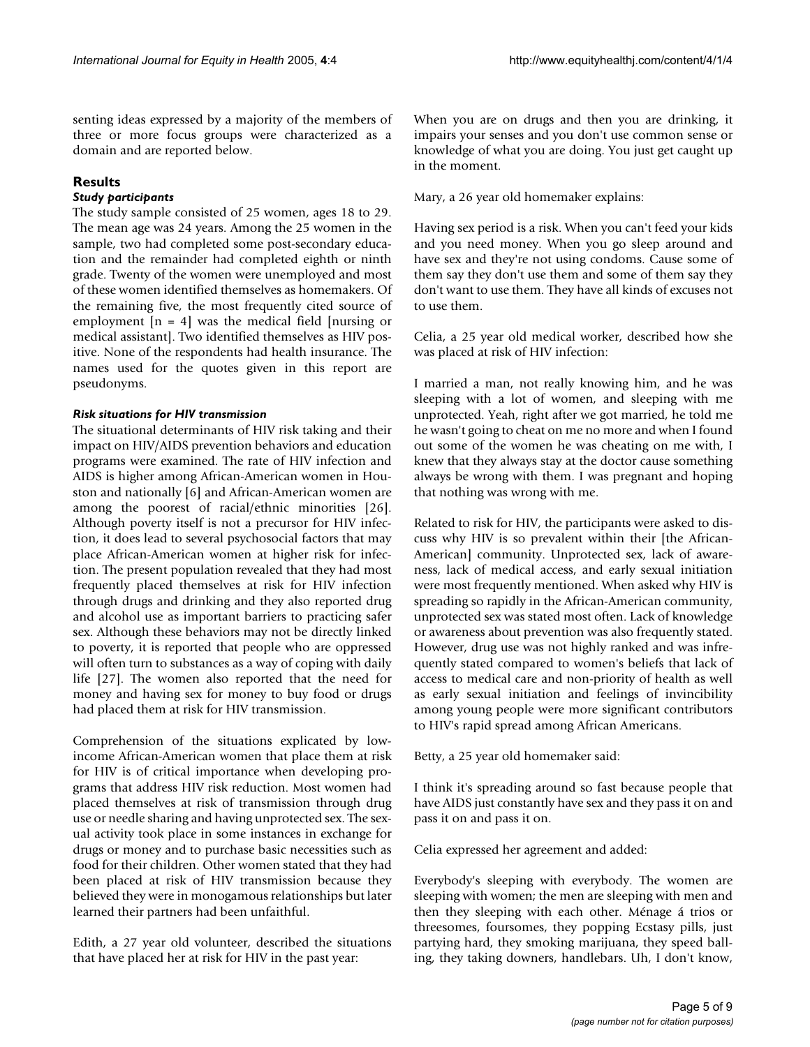senting ideas expressed by a majority of the members of three or more focus groups were characterized as a domain and are reported below.

## Results

### *Study participants*

The study sample consisted of 25 women, ages 18 to 29. The mean age was 24 years. Among the 25 women in the sample, two had completed some post-secondary education and the remainder had completed eighth or ninth grade. Twenty of the women were unemployed and most of these women identified themselves as homemakers. Of the remaining five, the most frequently cited source of employment [n = 4] was the medical field [nursing or medical assistant]. Two identified themselves as HIV positive. None of the respondents had health insurance. The names used for the quotes given in this report are pseudonyms.

### *Risk situations for HIV transmission*

The situational determinants of HIV risk taking and their impact on HIV/AIDS prevention behaviors and education programs were examined. The rate of HIV infection and AIDS is higher among African-American women in Houston and nationally [6] and African-American women are among the poorest of racial/ethnic minorities [26]. Although poverty itself is not a precursor for HIV infection, it does lead to several psychosocial factors that may place African-American women at higher risk for infection. The present population revealed that they had most frequently placed themselves at risk for HIV infection through drugs and drinking and they also reported drug and alcohol use as important barriers to practicing safer sex. Although these behaviors may not be directly linked to poverty, it is reported that people who are oppressed will often turn to substances as a way of coping with daily life [27]. The women also reported that the need for money and having sex for money to buy food or drugs had placed them at risk for HIV transmission.

Comprehension of the situations explicated by low-income African-American women that place them at risk for HIV is of critical importance when developing programs that address HIV risk reduction. Most women had placed themselves at risk of transmission through drug use or needle sharing and having unprotected sex. The sexual activity took place in some instances in exchange for drugs or money and to purchase basic necessities such as food for their children. Other women stated that they had been placed at risk of HIV transmission because they believed they were in monogamous relationships but later learned their partners had been unfaithful.

Edith, a 27 year old volunteer, described the situations that have placed her at risk for HIV in the past year:

When you are on drugs and then you are drinking, it impairs your senses and you don't use common sense or knowledge of what you are doing. You just get caught up in the moment.

Mary, a 26 year old homemaker explains:

Having sex period is a risk. When you can't feed your kids and you need money. When you go sleep around and have sex and they're not using condoms. Cause some of them say they don't use them and some of them say they don't want to use them. They have all kinds of excuses not to use them.

Celia, a 25 year old medical worker, described how she was placed at risk of HIV infection:

I married a man, not really knowing him, and he was sleeping with a lot of women, and sleeping with me unprotected. Yeah, right after we got married, he told me he wasn't going to cheat on me no more and when I found out some of the women he was cheating on me with, I knew that they always stay at the doctor cause something always be wrong with them. I was pregnant and hoping that nothing was wrong with me.

Related to risk for HIV, the participants were asked to discuss why HIV is so prevalent within their [the African-American] community. Unprotected sex, lack of awareness, lack of medical access, and early sexual initiation were most frequently mentioned. When asked why HIV is spreading so rapidly in the African-American community, unprotected sex was stated most often. Lack of knowledge or awareness about prevention was also frequently stated. However, drug use was not highly ranked and was infrequently stated compared to women's beliefs that lack of access to medical care and non-priority of health as well as early sexual initiation and feelings of invincibility among young people were more significant contributors to HIV's rapid spread among African Americans.

Betty, a 25 year old homemaker said:

I think it's spreading around so fast because people that have AIDS just constantly have sex and they pass it on and pass it on and pass it on.

Celia expressed her agreement and added:

Everybody's sleeping with everybody. The women are sleeping with women; the men are sleeping with men and then they sleeping with each other. Ménage á trios or threesomes, foursomes, they popping Ecstasy pills, just partying hard, they smoking marijuana, they speed balling, they taking downers, handlebars. Uh, I don't know,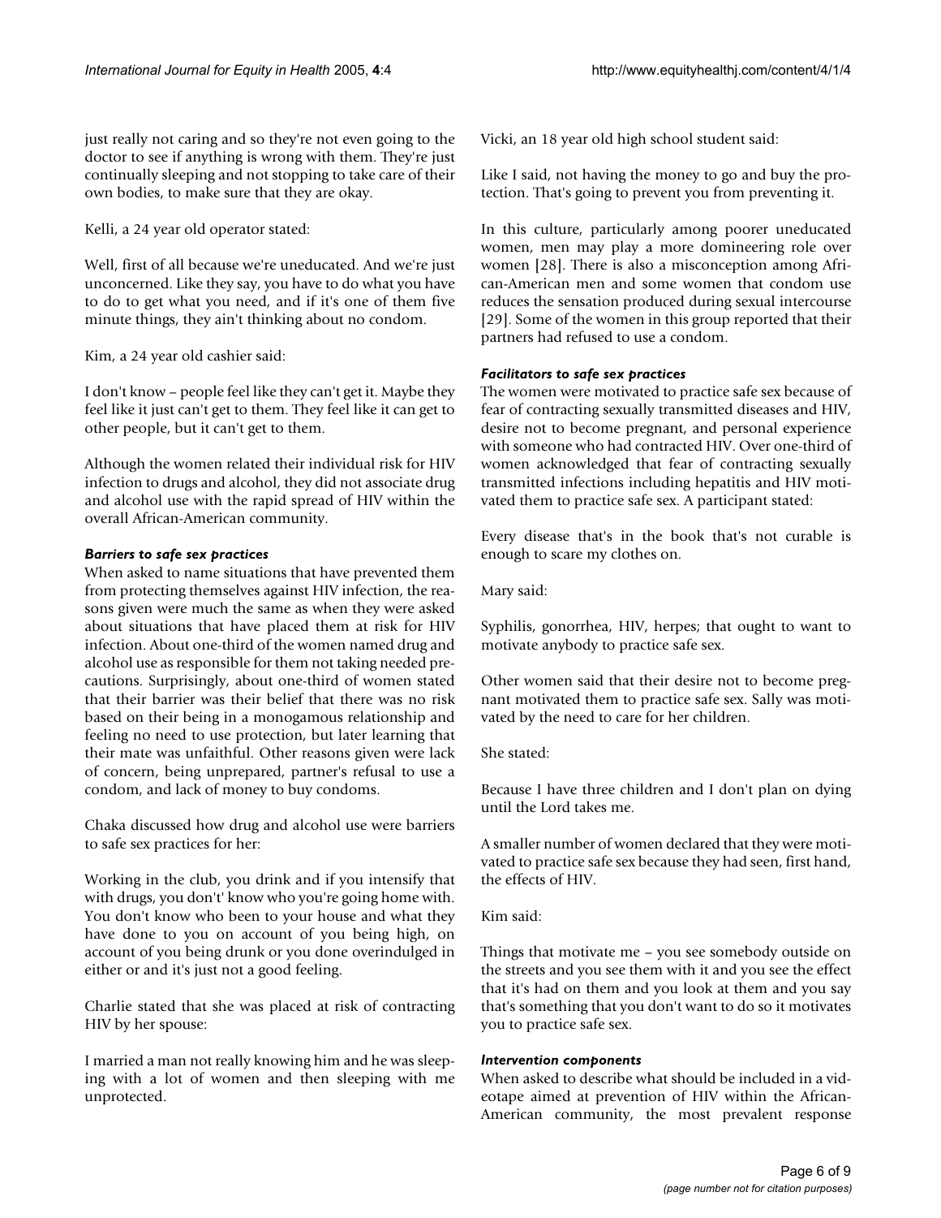just really not caring and so they're not even going to the doctor to see if anything is wrong with them. They're just continually sleeping and not stopping to take care of their own bodies, to make sure that they are okay.

Kelli, a 24 year old operator stated:

Well, first of all because we're uneducated. And we're just unconcerned. Like they say, you have to do what you have to do to get what you need, and if it's one of them five minute things, they ain't thinking about no condom.

Kim, a 24 year old cashier said:

I don't know – people feel like they can't get it. Maybe they feel like it just can't get to them. They feel like it can get to other people, but it can't get to them.

Although the women related their individual risk for HIV infection to drugs and alcohol, they did not associate drug and alcohol use with the rapid spread of HIV within the overall African-American community.

### *Barriers to safe sex practices*

When asked to name situations that have prevented them from protecting themselves against HIV infection, the reasons given were much the same as when they were asked about situations that have placed them at risk for HIV infection. About one-third of the women named drug and alcohol use as responsible for them not taking needed precautions. Surprisingly, about one-third of women stated that their barrier was their belief that there was no risk based on their being in a monogamous relationship and feeling no need to use protection, but later learning that their mate was unfaithful. Other reasons given were lack of concern, being unprepared, partner's refusal to use a condom, and lack of money to buy condoms.

Chaka discussed how drug and alcohol use were barriers to safe sex practices for her:

Working in the club, you drink and if you intensify that with drugs, you don't' know who you're going home with. You don't know who been to your house and what they have done to you on account of you being high, on account of you being drunk or you done overindulged in either or and it's just not a good feeling.

Charlie stated that she was placed at risk of contracting HIV by her spouse:

I married a man not really knowing him and he was sleeping with a lot of women and then sleeping with me unprotected.

Vicki, an 18 year old high school student said:

Like I said, not having the money to go and buy the protection. That's going to prevent you from preventing it.

In this culture, particularly among poorer uneducated women, men may play a more domineering role over women [28]. There is also a misconception among African-American men and some women that condom use reduces the sensation produced during sexual intercourse [29]. Some of the women in this group reported that their partners had refused to use a condom.

### *Facilitators to safe sex practices*

The women were motivated to practice safe sex because of fear of contracting sexually transmitted diseases and HIV, desire not to become pregnant, and personal experience with someone who had contracted HIV. Over one-third of women acknowledged that fear of contracting sexually transmitted infections including hepatitis and HIV motivated them to practice safe sex. A participant stated:

Every disease that's in the book that's not curable is enough to scare my clothes on.

Mary said:

Syphilis, gonorrhea, HIV, herpes; that ought to want to motivate anybody to practice safe sex.

Other women said that their desire not to become pregnant motivated them to practice safe sex. Sally was motivated by the need to care for her children.

She stated:

Because I have three children and I don't plan on dying until the Lord takes me.

A smaller number of women declared that they were motivated to practice safe sex because they had seen, first hand, the effects of HIV.

Kim said:

Things that motivate me – you see somebody outside on the streets and you see them with it and you see the effect that it's had on them and you look at them and you say that's something that you don't want to do so it motivates you to practice safe sex.

### *Intervention components*

When asked to describe what should be included in a videotape aimed at prevention of HIV within the African-American community, the most prevalent response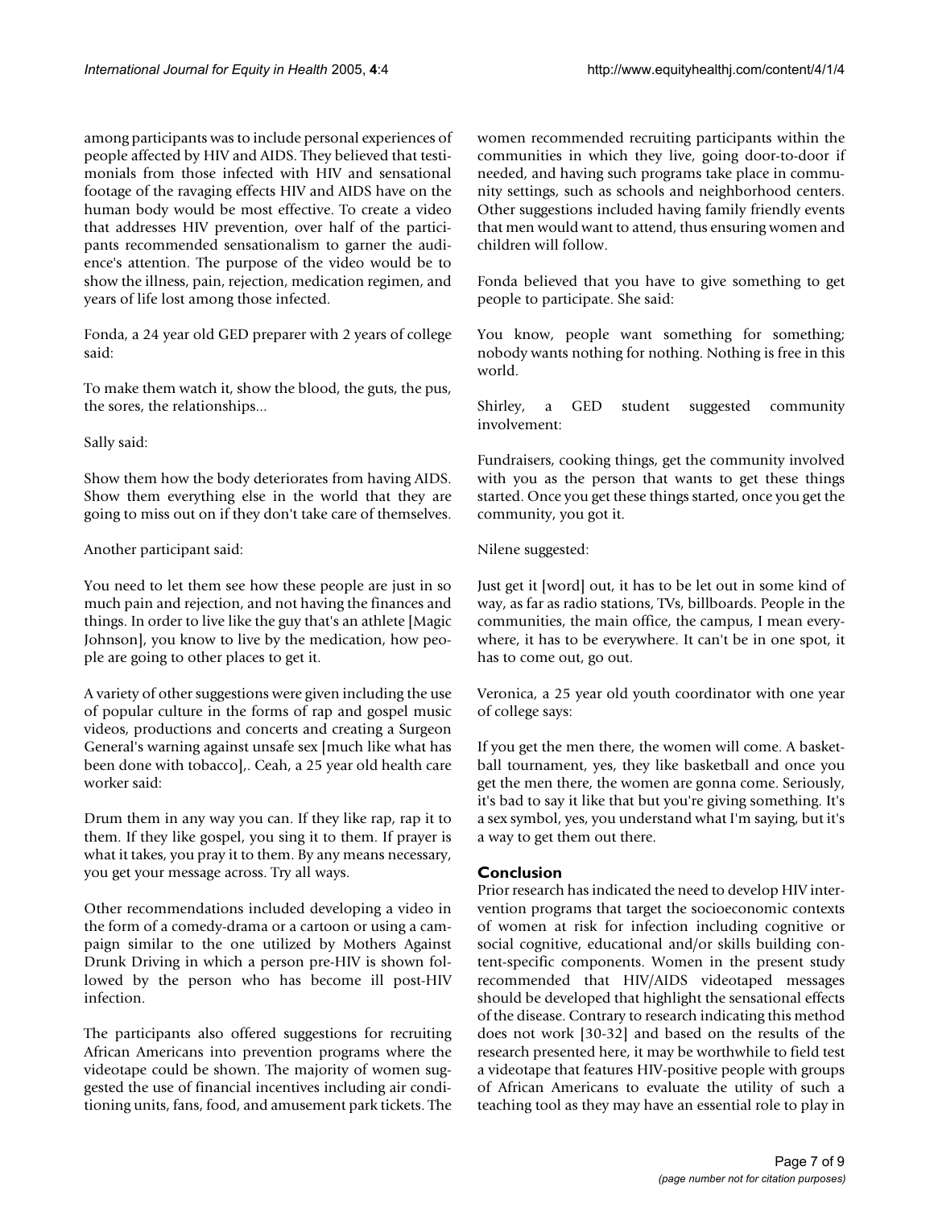among participants was to include personal experiences of people affected by HIV and AIDS. They believed that testimonials from those infected with HIV and sensational footage of the ravaging effects HIV and AIDS have on the human body would be most effective. To create a video that addresses HIV prevention, over half of the participants recommended sensationalism to garner the audience's attention. The purpose of the video would be to show the illness, pain, rejection, medication regimen, and years of life lost among those infected.

Fonda, a 24 year old GED preparer with 2 years of college said:

To make them watch it, show the blood, the guts, the pus, the sores, the relationships...

Sally said:

Show them how the body deteriorates from having AIDS. Show them everything else in the world that they are going to miss out on if they don't take care of themselves.

Another participant said:

You need to let them see how these people are just in so much pain and rejection, and not having the finances and things. In order to live like the guy that's an athlete [Magic Johnson], you know to live by the medication, how people are going to other places to get it.

A variety of other suggestions were given including the use of popular culture in the forms of rap and gospel music videos, productions and concerts and creating a Surgeon General's warning against unsafe sex [much like what has been done with tobacco],. Ceah, a 25 year old health care worker said:

Drum them in any way you can. If they like rap, rap it to them. If they like gospel, you sing it to them. If prayer is what it takes, you pray it to them. By any means necessary, you get your message across. Try all ways.

Other recommendations included developing a video in the form of a comedy-drama or a cartoon or using a campaign similar to the one utilized by Mothers Against Drunk Driving in which a person pre-HIV is shown followed by the person who has become ill post-HIV infection.

The participants also offered suggestions for recruiting African Americans into prevention programs where the videotape could be shown. The majority of women suggested the use of financial incentives including air conditioning units, fans, food, and amusement park tickets. The women recommended recruiting participants within the communities in which they live, going door-to-door if needed, and having such programs take place in community settings, such as schools and neighborhood centers. Other suggestions included having family friendly events that men would want to attend, thus ensuring women and children will follow.

Fonda believed that you have to give something to get people to participate. She said:

You know, people want something for something; nobody wants nothing for nothing. Nothing is free in this world.

Shirley, a GED student suggested community involvement:

Fundraisers, cooking things, get the community involved with you as the person that wants to get these things started. Once you get these things started, once you get the community, you got it.

Nilene suggested:

Just get it [word] out, it has to be let out in some kind of way, as far as radio stations, TVs, billboards. People in the communities, the main office, the campus, I mean everywhere, it has to be everywhere. It can't be in one spot, it has to come out, go out.

Veronica, a 25 year old youth coordinator with one year of college says:

If you get the men there, the women will come. A basketball tournament, yes, they like basketball and once you get the men there, the women are gonna come. Seriously, it's bad to say it like that but you're giving something. It's a sex symbol, yes, you understand what I'm saying, but it's a way to get them out there.

## Conclusion

Prior research has indicated the need to develop HIV intervention programs that target the socioeconomic contexts of women at risk for infection including cognitive or social cognitive, educational and/or skills building content-specific components. Women in the present study recommended that HIV/AIDS videotaped messages should be developed that highlight the sensational effects of the disease. Contrary to research indicating this method does not work [30-32] and based on the results of the research presented here, it may be worthwhile to field test a videotape that features HIV-positive people with groups of African Americans to evaluate the utility of such a teaching tool as they may have an essential role to play in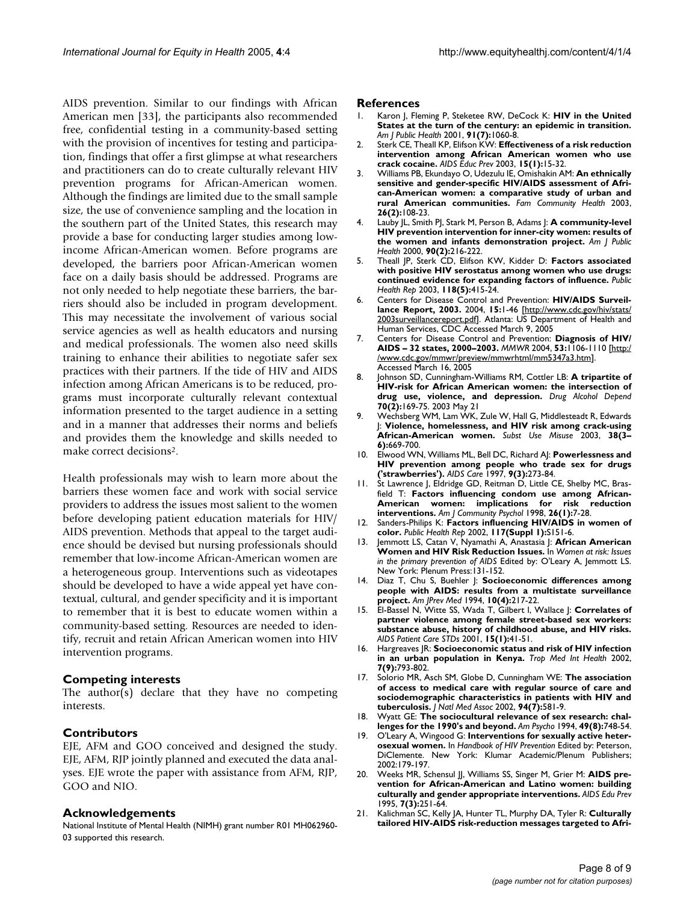AIDS prevention. Similar to our findings with African American men [33], the participants also recommended free, confidential testing in a community-based setting with the provision of incentives for testing and participation, findings that offer a first glimpse at what researchers and practitioners can do to create culturally relevant HIV prevention programs for African-American women. Although the findings are limited due to the small sample size, the use of convenience sampling and the location in the southern part of the United States, this research may provide a base for conducting larger studies among low-income African-American women. Before programs are developed, the barriers poor African-American women face on a daily basis should be addressed. Programs are not only needed to help negotiate these barriers, the barriers should also be included in program development. This may necessitate the involvement of various social service agencies as well as health educators and nursing and medical professionals. The women also need skills training to enhance their abilities to negotiate safer sex practices with their partners. If the tide of HIV and AIDS infection among African Americans is to be reduced, programs must incorporate culturally relevant contextual information presented to the target audience in a setting and in a manner that addresses their norms and beliefs and provides them the knowledge and skills needed to make correct decisions[2].

Health professionals may wish to learn more about the barriers these women face and work with social service providers to address the issues most salient to the women before developing patient education materials for HIV/AIDS prevention. Methods that appeal to the target audience should be devised but nursing professionals should remember that low-income African-American women are a heterogeneous group. Interventions such as videotapes should be developed to have a wide appeal yet have contextual, cultural, and gender specificity and it is important to remember that it is best to educate women within a community-based setting. Resources are needed to identify, recruit and retain African American women into HIV intervention programs.

## Competing interests

The author(s) declare that they have no competing interests.

## Contributors

EJE, AFM and GOO conceived and designed the study. EJE, AFM, RJP jointly planned and executed the data analyses. EJE wrote the paper with assistance from AFM, RJP, GOO and NIO.

## Acknowledgements

National Institute of Mental Health (NIMH) grant number R01 MH062960-03 supported this research.

## References

1. Karon J, Fleming P, Steketee RW, DeCock K: **HIV in the United States at the turn of the century: an epidemic in transition.** *Am J Public Health* 2001, **91(7):**1060-8.
2. Sterk CE, Theall KP, Elifson KW: **Effectiveness of a risk reduction intervention among African American women who use crack cocaine.** *AIDS Educ Prev* 2003, **15(1):**15-32.
3. Williams PB, Ekundayo O, Udezulu IE, Omishakin AM: **An ethnically sensitive and gender-specific HIV/AIDS assessment of African-American women: a comparative study of urban and rural American communities.** *Fam Community Health* 2003, **26(2):**108-23.
4. Lauby JL, Smith PJ, Stark M, Person B, Adams J: **A community-level HIV prevention intervention for inner-city women: results of the women and infants demonstration project.** *Am J Public Health* 2000, **90(2):**216-222.
5. Theall JP, Sterk CD, Elifson KW, Kidder D: **Factors associated with positive HIV serostatus among women who use drugs: continued evidence for expanding factors of influence.** *Public Health Rep* 2003, **118(5):**415-24.
6. Centers for Disease Control and Prevention: **HIV/AIDS Surveillance Report, 2003.** 2004, **15:**1-46 [http://www.cdc.gov/hiv/stats/2003surveillancereport.pdf]. Atlanta: US Department of Health and Human Services, CDC Accessed March 9, 2005
7. Centers for Disease Control and Prevention: **Diagnosis of HIV/AIDS – 32 states, 2000–2003.** *MMWR* 2004, **53:**1106-1110 [http://www.cdc.gov/mmwr/preview/mmwrhtml/mm5347a3.htm]. Accessed March 16, 2005
8. Johnson SD, Cunningham-Williams RM, Cottler LB: **A tripartite of HIV-risk for African American women: the intersection of drug use, violence, and depression.** *Drug Alcohol Depend* **70(2):**169-75. 2003 May 21
9. Wechsberg WM, Lam WK, Zule W, Hall G, Middlesteadt R, Edwards J: **Violence, homelessness, and HIV risk among crack-using African-American women.** *Subst Use Misuse* 2003, **38(3–6):**669-700.
10. Elwood WN, Williams ML, Bell DC, Richard AJ: **Powerlessness and HIV prevention among people who trade sex for drugs ('strawberries').** *AIDS Care* 1997, **9(3):**273-84.
11. St Lawrence J, Eldridge GD, Reitman D, Little CE, Shelby MC, Brasfield T: **Factors influencing condom use among African-American women: implications for risk reduction interventions.** *Am J Community Psychol* 1998, **26(1):**7-28.
12. Sanders-Philips K: **Factors influencing HIV/AIDS in women of color.** *Public Health Rep* 2002, **117(Suppl 1):**S151-6.
13. Jemmott LS, Catan V, Nyamathi A, Anastasia J: **African American Women and HIV Risk Reduction Issues.** In *Women at risk: Issues in the primary prevention of AIDS* Edited by: O'Leary A, Jemmott LS. New York: Plenum Press:131-152.
14. Diaz T, Chu S, Buehler J: **Socioeconomic differences among people with AIDS: results from a multistate surveillance project.** *Am JPrev Med* 1994, **10(4):**217-22.
15. El-Bassel N, Witte SS, Wada T, Gilbert I, Wallace J: **Correlates of partner violence among female street-based sex workers: substance abuse, history of childhood abuse, and HIV risks.** *AIDS Patient Care STDs* 2001, **15(1):**41-51.
16. Hargreaves JR: **Socioeconomic status and risk of HIV infection in an urban population in Kenya.** *Trop Med Int Health* 2002, **7(9):**793-802.
17. Solorio MR, Asch SM, Globe D, Cunningham WE: **The association of access to medical care with regular source of care and sociodemographic characteristics in patients with HIV and tuberculosis.** *J Natl Med Assoc* 2002, **94(7):**581-9.
18. Wyatt GE: **The sociocultural relevance of sex research: challenges for the 1990's and beyond.** *Am Psycho* 1994, **49(8):**748-54.
19. O'Leary A, Wingood G: **Interventions for sexually active heterosexual women.** In *Handbook of HIV Prevention* Edited by: Peterson, DiClemente. New York: Klumar Academic/Plenum Publishers; 2002:179-197.
20. Weeks MR, Schensul JJ, Williams SS, Singer M, Grier M: **AIDS prevention for African-American and Latino women: building culturally and gender appropriate interventions.** *AIDS Edu Prev* 1995, **7(3):**251-64.
21. Kalichman SC, Kelly JA, Hunter TL, Murphy DA, Tyler R: **Culturally tailored HIV-AIDS risk-reduction messages targeted to Afri-**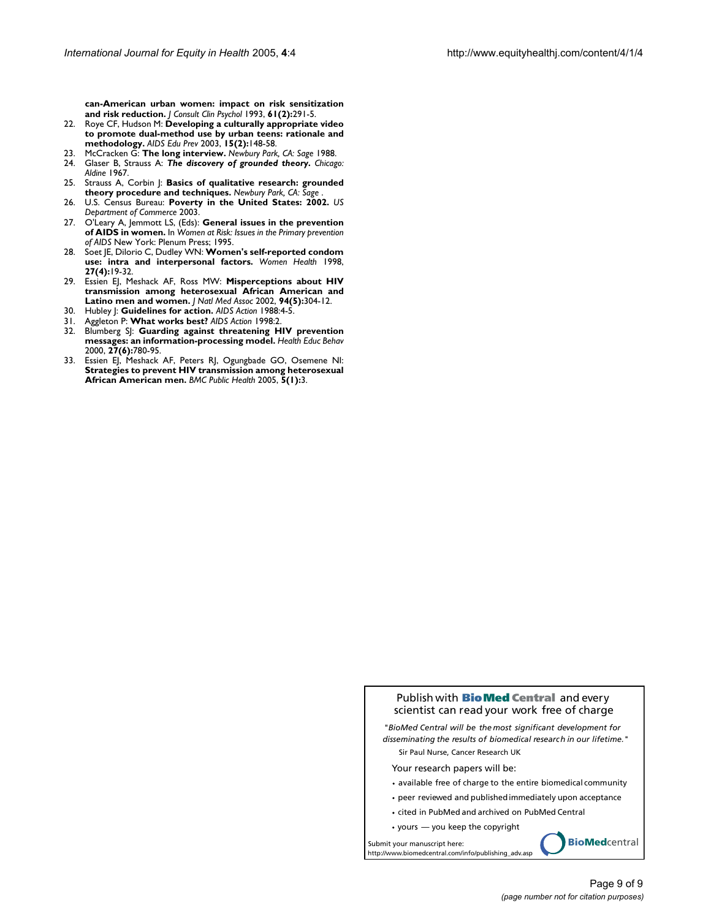**can-American urban women: impact on risk sensitization and risk reduction.** *J Consult Clin Psychol* 1993, **61(2):**291-5.

22. Roye CF, Hudson M: **Developing a culturally appropriate video to promote dual-method use by urban teens: rationale and methodology.** *AIDS Edu Prev* 2003, **15(2):**148-58.
23. McCracken G: **The long interview.** *Newbury Park, CA: Sage* 1988.
24. Glaser B, Strauss A: ***The discovery of grounded theory.*** *Chicago: Aldine* 1967.
25. Strauss A, Corbin J: **Basics of qualitative research: grounded theory procedure and techniques.** *Newbury Park, CA: Sage* .
26. U.S. Census Bureau: **Poverty in the United States: 2002.** *US Department of Commerce* 2003.
27. O'Leary A, Jemmott LS, (Eds): **General issues in the prevention of AIDS in women.** In *Women at Risk: Issues in the Primary prevention of AIDS* New York: Plenum Press; 1995.
28. Soet JE, Dilorio C, Dudley WN: **Women's self-reported condom use: intra and interpersonal factors.** *Women Health* 1998, **27(4):**19-32.
29. Essien EJ, Meshack AF, Ross MW: **Misperceptions about HIV transmission among heterosexual African American and Latino men and women.** *J Natl Med Assoc* 2002, **94(5):**304-12.
30. Hubley J: **Guidelines for action.** *AIDS Action* 1988:4-5.
31. Aggleton P: **What works best?** *AIDS Action* 1998:2.
32. Blumberg SJ: **Guarding against threatening HIV prevention messages: an information-processing model.** *Health Educ Behav* 2000, **27(6):**780-95.
33. Essien EJ, Meshack AF, Peters RJ, Ogungbade GO, Osemene NI: **Strategies to prevent HIV transmission among heterosexual African American men.** *BMC Public Health* 2005, **5(1):**3.

Publish with **BioMed Central** and every scientist can read your work free of charge

*"BioMed Central will be the most significant development for disseminating the results of biomedical research in our lifetime."*

Sir Paul Nurse, Cancer Research UK

Your research papers will be:

- available free of charge to the entire biomedical community
- peer reviewed and published immediately upon acceptance
- cited in PubMed and archived on PubMed Central
- yours — you keep the copyright

Submit your manuscript here:
http://www.biomedcentral.com/info/publishing_adv.asp

**BioMed**central